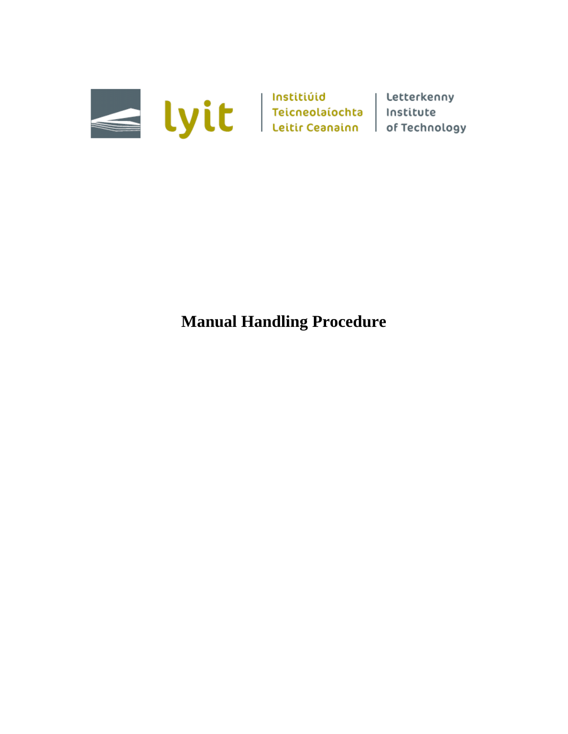lyit | Institiúid Teicneolaíochta Leitir Ceanainn | Letterkenny Institute of Technology

# Manual Handling Procedure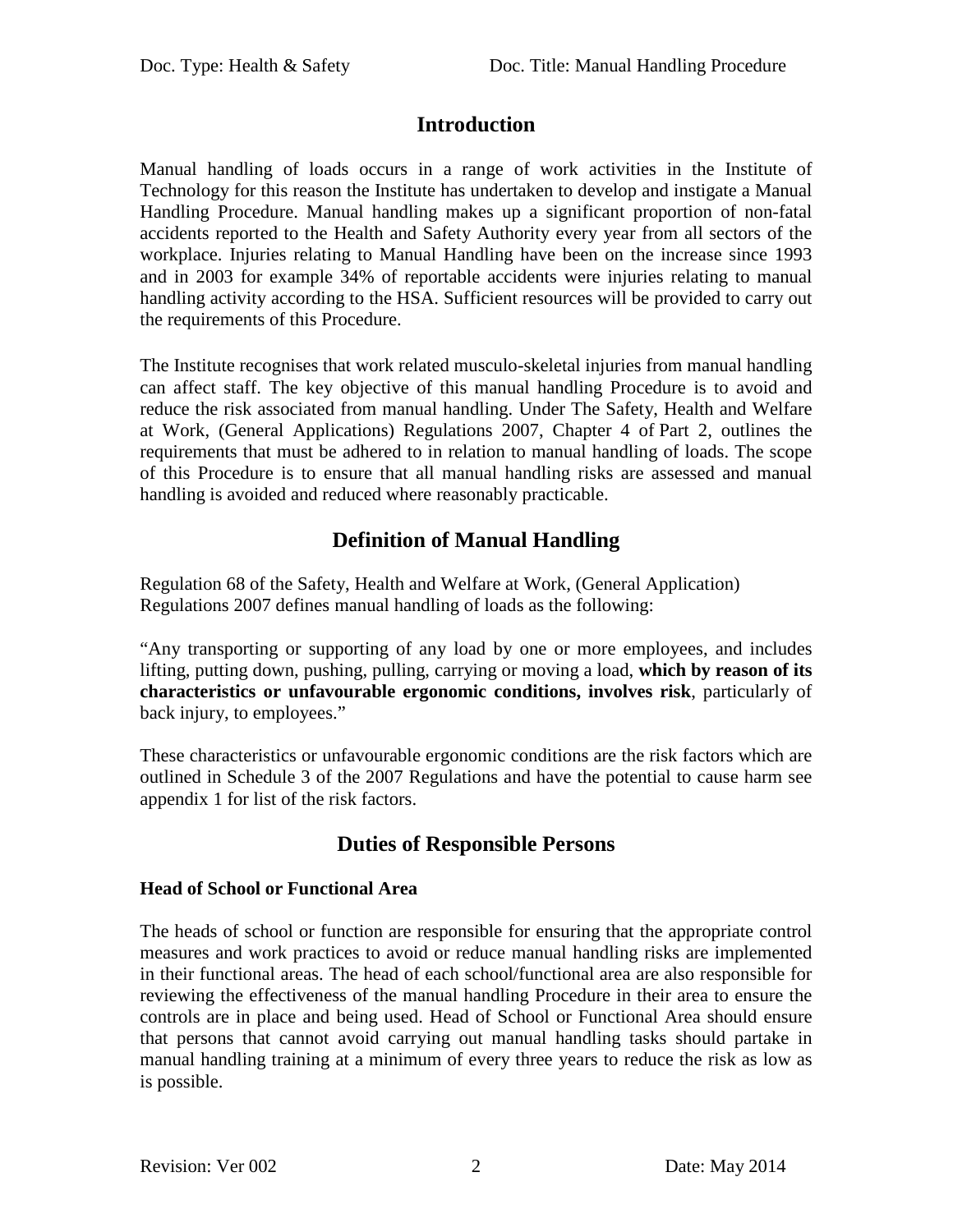## Introduction

Manual handling of loads occurs in a range of work activities in the Institute of Technology for this reason the Institute has undertaken to develop and instigate a Manual Handling Procedure. Manual handling makes up a significant proportion of non-fatal accidents reported to the Health and Safety Authority every year from all sectors of the workplace. Injuries relating to Manual Handling have been on the increase since 1993 and in 2003 for example 34% of reportable accidents were injuries relating to manual handling activity according to the HSA. Sufficient resources will be provided to carry out the requirements of this Procedure.

The Institute recognises that work related musculo-skeletal injuries from manual handling can affect staff. The key objective of this manual handling Procedure is to avoid and reduce the risk associated from manual handling. Under The Safety, Health and Welfare at Work, (General Applications) Regulations 2007, Chapter 4 of Part 2, outlines the requirements that must be adhered to in relation to manual handling of loads. The scope of this Procedure is to ensure that all manual handling risks are assessed and manual handling is avoided and reduced where reasonably practicable.

## Definition of Manual Handling

Regulation 68 of the Safety, Health and Welfare at Work, (General Application) Regulations 2007 defines manual handling of loads as the following:

"Any transporting or supporting of any load by one or more employees, and includes lifting, putting down, pushing, pulling, carrying or moving a load, **which by reason of its characteristics or unfavourable ergonomic conditions, involves risk**, particularly of back injury, to employees."

These characteristics or unfavourable ergonomic conditions are the risk factors which are outlined in Schedule 3 of the 2007 Regulations and have the potential to cause harm see appendix 1 for list of the risk factors.

## Duties of Responsible Persons

### Head of School or Functional Area

The heads of school or function are responsible for ensuring that the appropriate control measures and work practices to avoid or reduce manual handling risks are implemented in their functional areas. The head of each school/functional area are also responsible for reviewing the effectiveness of the manual handling Procedure in their area to ensure the controls are in place and being used. Head of School or Functional Area should ensure that persons that cannot avoid carrying out manual handling tasks should partake in manual handling training at a minimum of every three years to reduce the risk as low as is possible.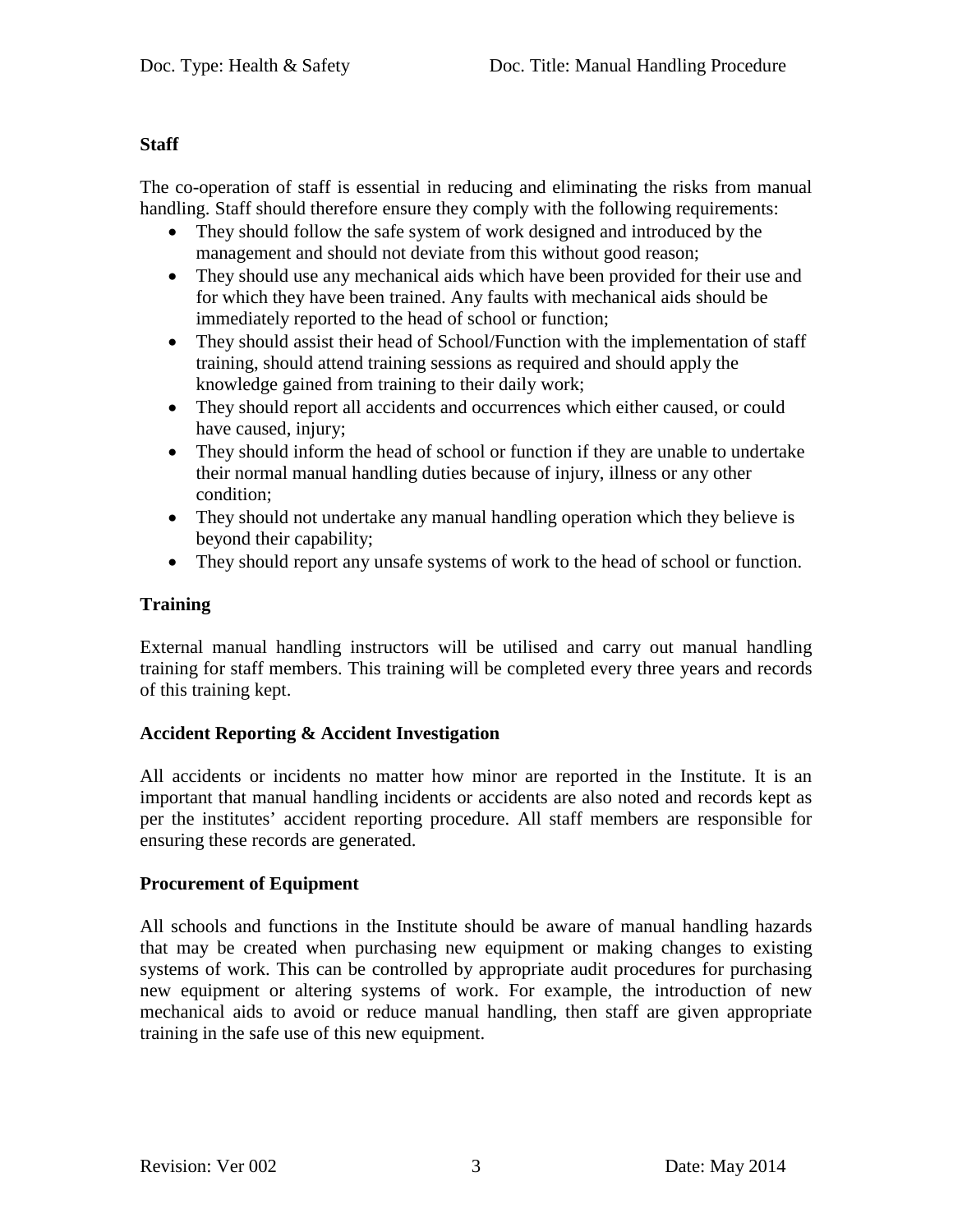**Staff**

The co-operation of staff is essential in reducing and eliminating the risks from manual handling. Staff should therefore ensure they comply with the following requirements:

- They should follow the safe system of work designed and introduced by the management and should not deviate from this without good reason;
- They should use any mechanical aids which have been provided for their use and for which they have been trained. Any faults with mechanical aids should be immediately reported to the head of school or function;
- They should assist their head of School/Function with the implementation of staff training, should attend training sessions as required and should apply the knowledge gained from training to their daily work;
- They should report all accidents and occurrences which either caused, or could have caused, injury;
- They should inform the head of school or function if they are unable to undertake their normal manual handling duties because of injury, illness or any other condition;
- They should not undertake any manual handling operation which they believe is beyond their capability;
- They should report any unsafe systems of work to the head of school or function.

**Training**

External manual handling instructors will be utilised and carry out manual handling training for staff members. This training will be completed every three years and records of this training kept.

**Accident Reporting & Accident Investigation**

All accidents or incidents no matter how minor are reported in the Institute. It is an important that manual handling incidents or accidents are also noted and records kept as per the institutes' accident reporting procedure. All staff members are responsible for ensuring these records are generated.

**Procurement of Equipment**

All schools and functions in the Institute should be aware of manual handling hazards that may be created when purchasing new equipment or making changes to existing systems of work. This can be controlled by appropriate audit procedures for purchasing new equipment or altering systems of work. For example, the introduction of new mechanical aids to avoid or reduce manual handling, then staff are given appropriate training in the safe use of this new equipment.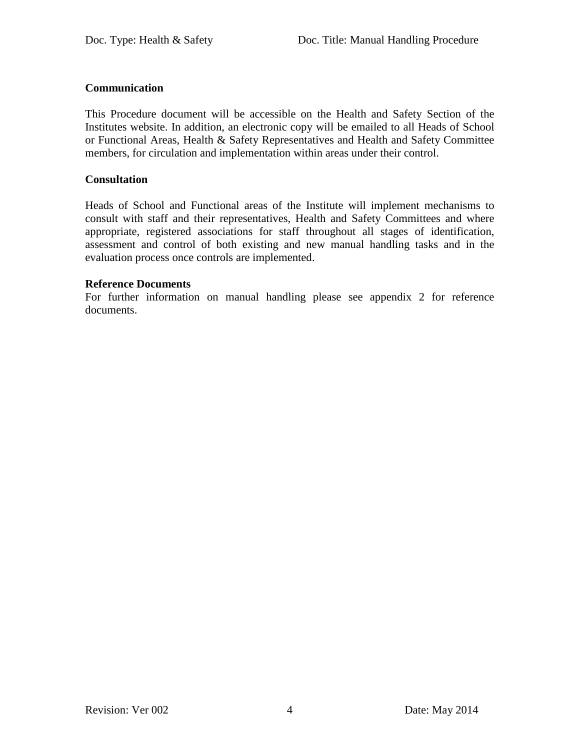**Communication**

This Procedure document will be accessible on the Health and Safety Section of the Institutes website. In addition, an electronic copy will be emailed to all Heads of School or Functional Areas, Health & Safety Representatives and Health and Safety Committee members, for circulation and implementation within areas under their control.

**Consultation**

Heads of School and Functional areas of the Institute will implement mechanisms to consult with staff and their representatives, Health and Safety Committees and where appropriate, registered associations for staff throughout all stages of identification, assessment and control of both existing and new manual handling tasks and in the evaluation process once controls are implemented.

**Reference Documents**

For further information on manual handling please see appendix 2 for reference documents.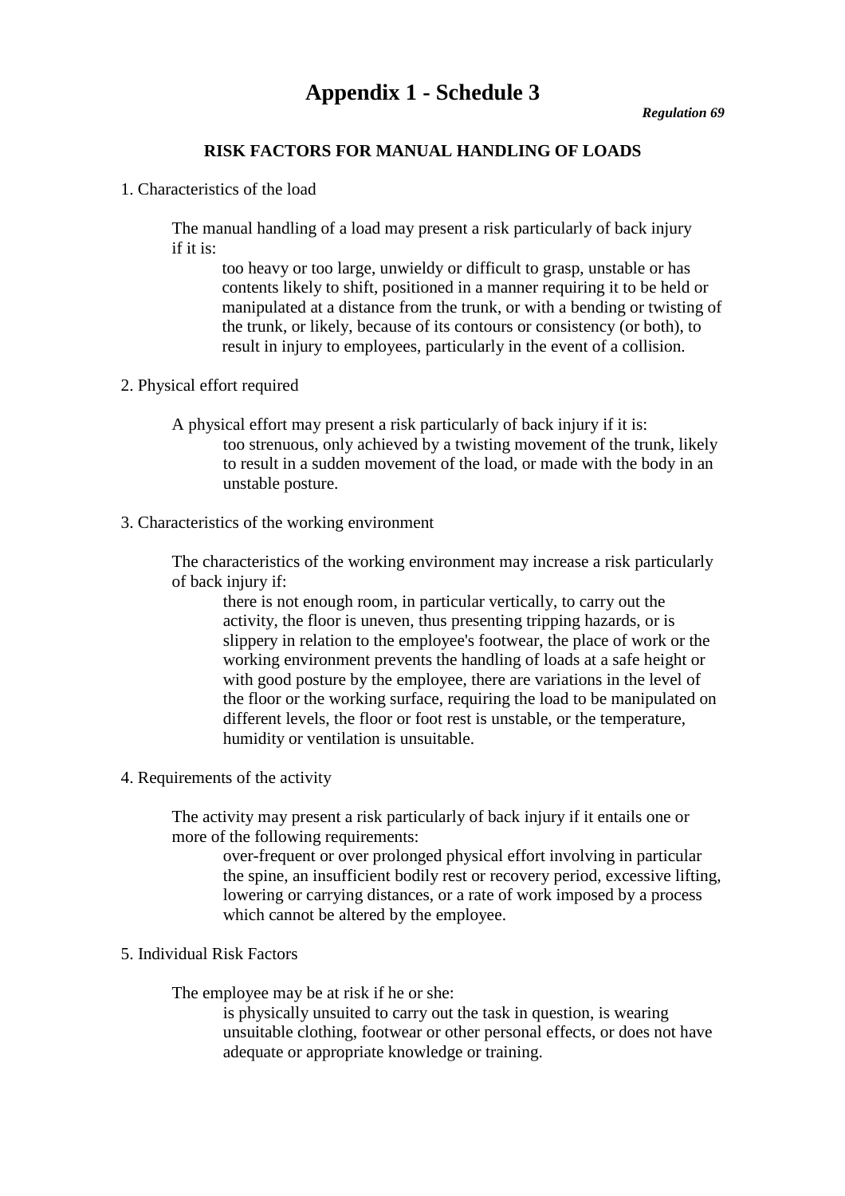# Appendix 1 - Schedule 3

***Regulation 69***

**RISK FACTORS FOR MANUAL HANDLING OF LOADS**

1. Characteristics of the load

   The manual handling of a load may present a risk particularly of back injury if it is:

   too heavy or too large, unwieldy or difficult to grasp, unstable or has contents likely to shift, positioned in a manner requiring it to be held or manipulated at a distance from the trunk, or with a bending or twisting of the trunk, or likely, because of its contours or consistency (or both), to result in injury to employees, particularly in the event of a collision.

2. Physical effort required

   A physical effort may present a risk particularly of back injury if it is:

   too strenuous, only achieved by a twisting movement of the trunk, likely to result in a sudden movement of the load, or made with the body in an unstable posture.

3. Characteristics of the working environment

   The characteristics of the working environment may increase a risk particularly of back injury if:

   there is not enough room, in particular vertically, to carry out the activity, the floor is uneven, thus presenting tripping hazards, or is slippery in relation to the employee's footwear, the place of work or the working environment prevents the handling of loads at a safe height or with good posture by the employee, there are variations in the level of the floor or the working surface, requiring the load to be manipulated on different levels, the floor or foot rest is unstable, or the temperature, humidity or ventilation is unsuitable.

4. Requirements of the activity

   The activity may present a risk particularly of back injury if it entails one or more of the following requirements:

   over-frequent or over prolonged physical effort involving in particular the spine, an insufficient bodily rest or recovery period, excessive lifting, lowering or carrying distances, or a rate of work imposed by a process which cannot be altered by the employee.

5. Individual Risk Factors

   The employee may be at risk if he or she:

   is physically unsuited to carry out the task in question, is wearing unsuitable clothing, footwear or other personal effects, or does not have adequate or appropriate knowledge or training.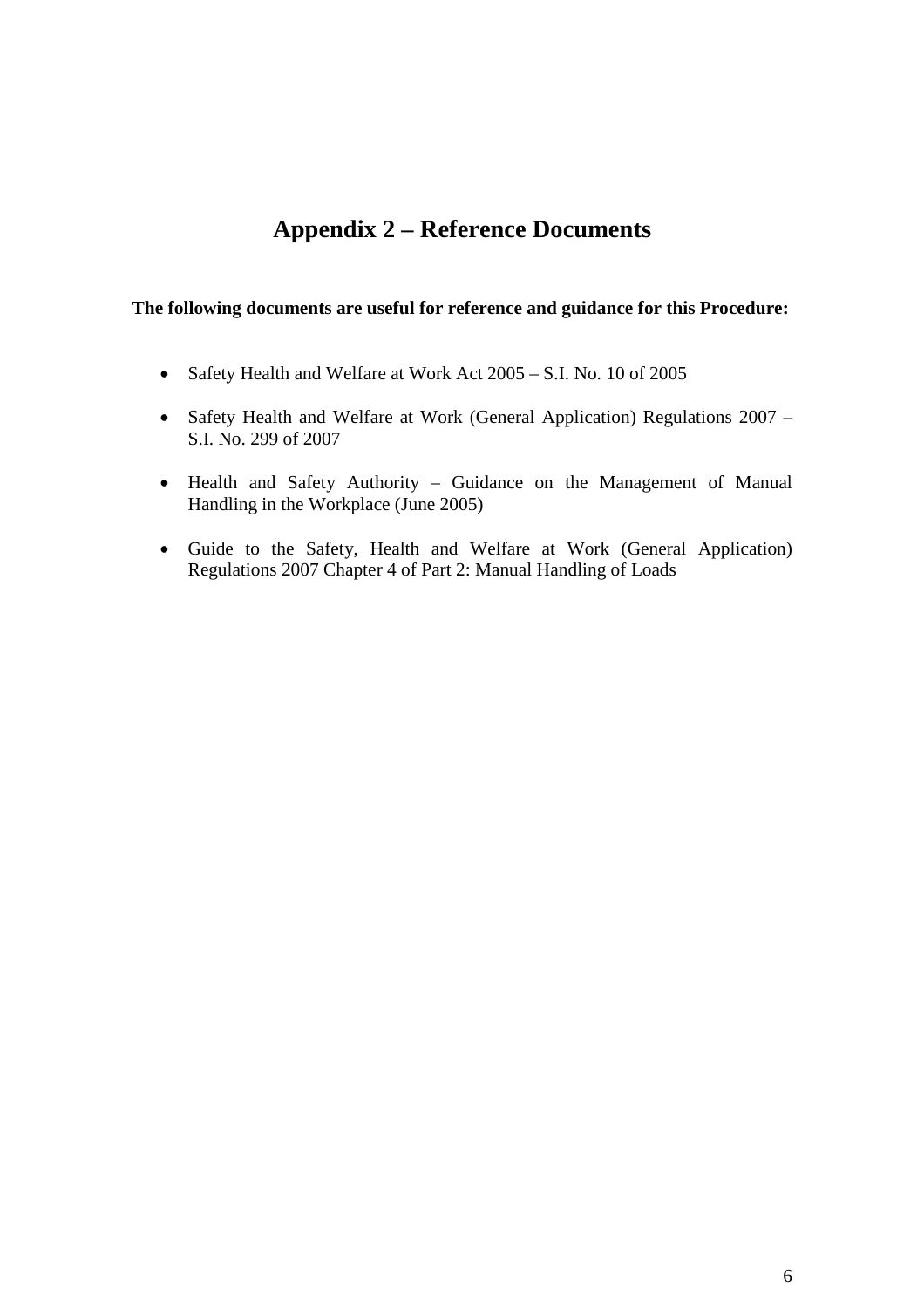# Appendix 2 – Reference Documents

**The following documents are useful for reference and guidance for this Procedure:**

- Safety Health and Welfare at Work Act 2005 – S.I. No. 10 of 2005
- Safety Health and Welfare at Work (General Application) Regulations 2007 – S.I. No. 299 of 2007
- Health and Safety Authority – Guidance on the Management of Manual Handling in the Workplace (June 2005)
- Guide to the Safety, Health and Welfare at Work (General Application) Regulations 2007 Chapter 4 of Part 2: Manual Handling of Loads